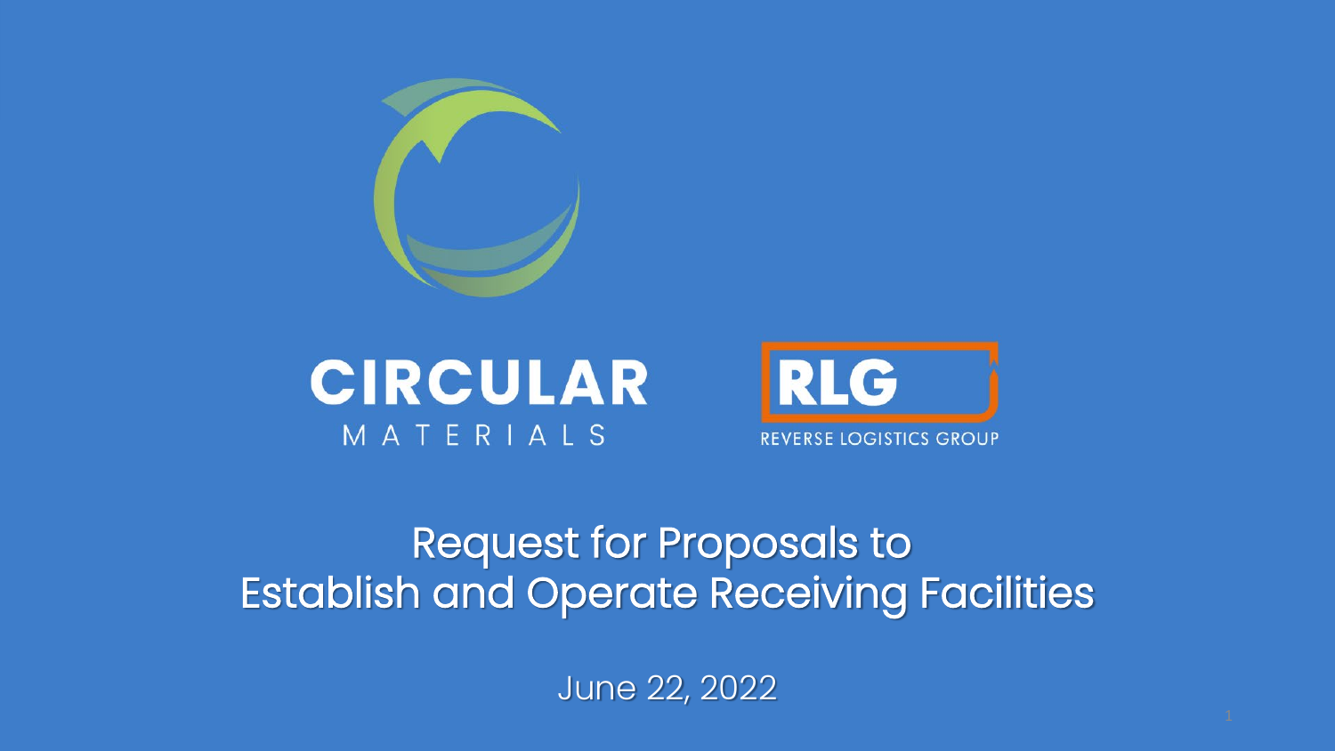CIRCULAR MATERIALS

RLG REVERSE LOGISTICS GROUP

# Request for Proposals to Establish and Operate Receiving Facilities

June 22, 2022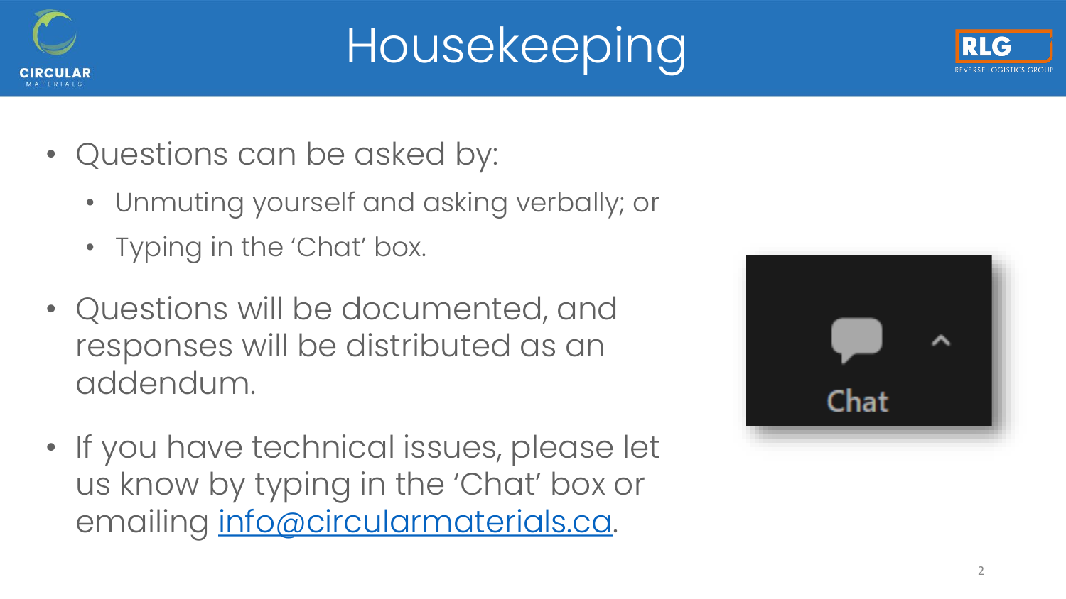# Housekeeping

- Questions can be asked by:
  - Unmuting yourself and asking verbally; or
  - Typing in the 'Chat' box.
- Questions will be documented, and responses will be distributed as an addendum.
- If you have technical issues, please let us know by typing in the 'Chat' box or emailing info@circularmaterials.ca.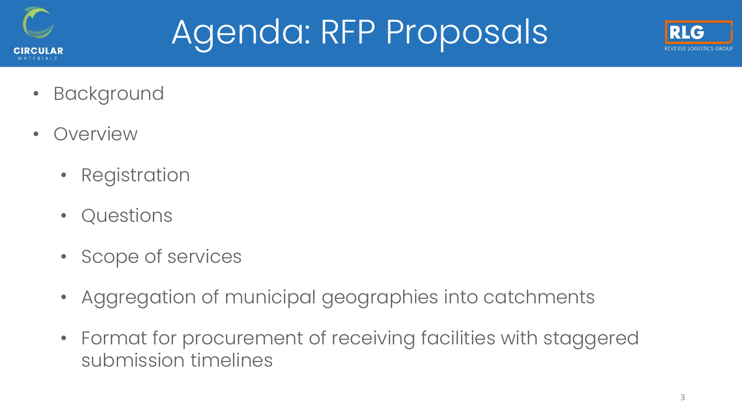# Agenda: RFP Proposals

- Background
- Overview
  - Registration
  - Questions
  - Scope of services
  - Aggregation of municipal geographies into catchments
  - Format for procurement of receiving facilities with staggered submission timelines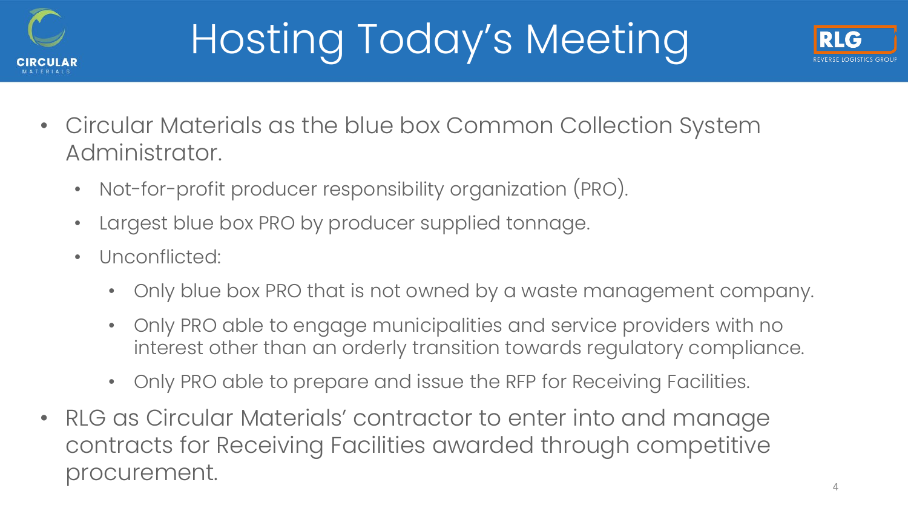# Hosting Today's Meeting

- Circular Materials as the blue box Common Collection System Administrator.
  - Not-for-profit producer responsibility organization (PRO).
  - Largest blue box PRO by producer supplied tonnage.
  - Unconflicted:
    - Only blue box PRO that is not owned by a waste management company.
    - Only PRO able to engage municipalities and service providers with no interest other than an orderly transition towards regulatory compliance.
    - Only PRO able to prepare and issue the RFP for Receiving Facilities.
- RLG as Circular Materials' contractor to enter into and manage contracts for Receiving Facilities awarded through competitive procurement.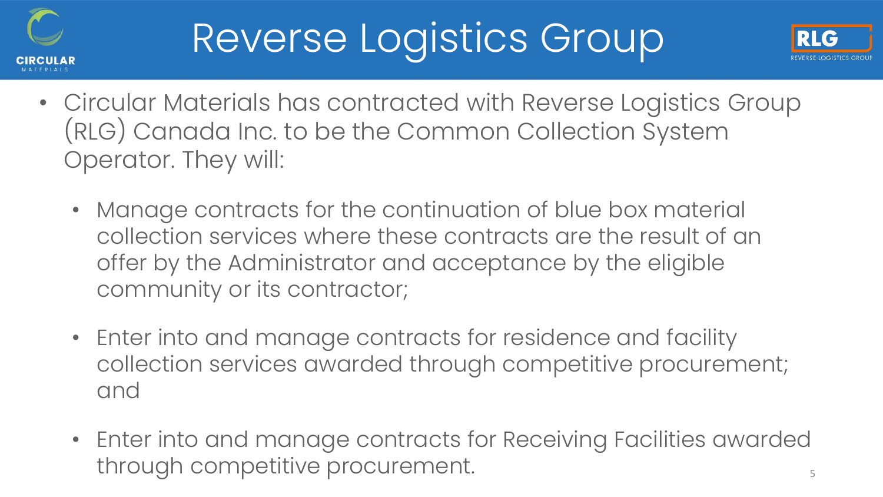# Reverse Logistics Group

- Circular Materials has contracted with Reverse Logistics Group (RLG) Canada Inc. to be the Common Collection System Operator. They will:
  - Manage contracts for the continuation of blue box material collection services where these contracts are the result of an offer by the Administrator and acceptance by the eligible community or its contractor;
  - Enter into and manage contracts for residence and facility collection services awarded through competitive procurement; and
  - Enter into and manage contracts for Receiving Facilities awarded through competitive procurement.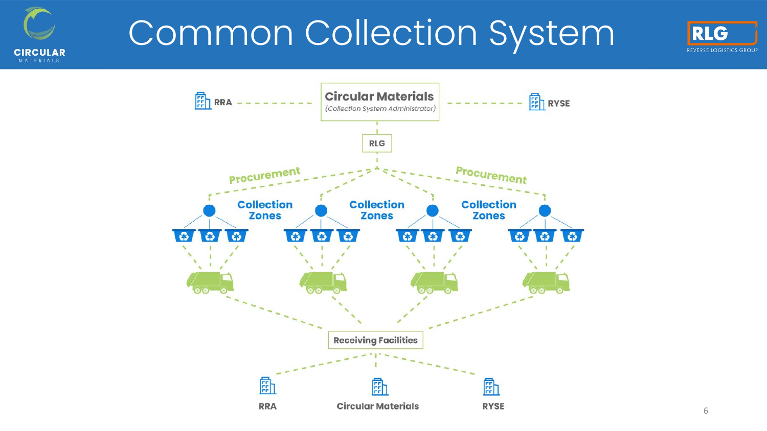# Common Collection System

**Circular Materials**
*(Collection System Administrator)*

RRA

RYSE

RLG

Procurement

Procurement

Collection Zones

Collection Zones

Collection Zones

Receiving Facilities

RRA

Circular Materials

RYSE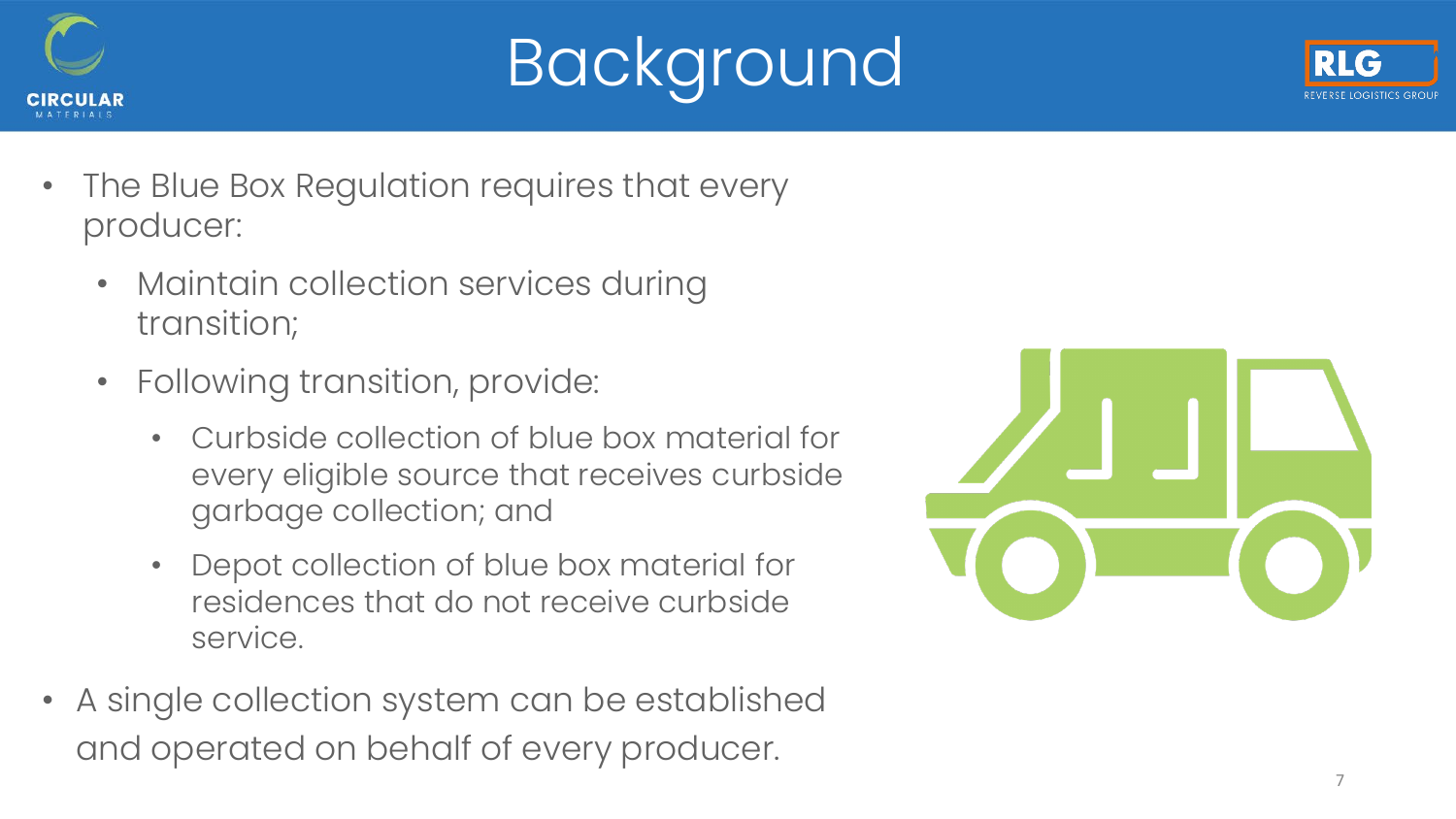# Background

- The Blue Box Regulation requires that every producer:
  - Maintain collection services during transition;
  - Following transition, provide:
    - Curbside collection of blue box material for every eligible source that receives curbside garbage collection; and
    - Depot collection of blue box material for residences that do not receive curbside service.
- A single collection system can be established and operated on behalf of every producer.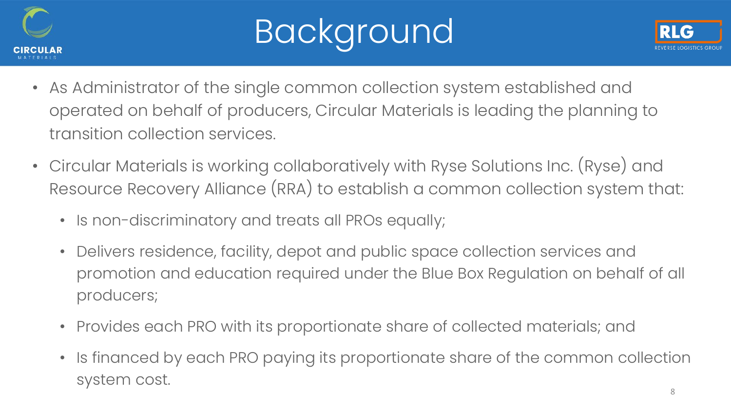# Background

- As Administrator of the single common collection system established and operated on behalf of producers, Circular Materials is leading the planning to transition collection services.
- Circular Materials is working collaboratively with Ryse Solutions Inc. (Ryse) and Resource Recovery Alliance (RRA) to establish a common collection system that:
  - Is non-discriminatory and treats all PROs equally;
  - Delivers residence, facility, depot and public space collection services and promotion and education required under the Blue Box Regulation on behalf of all producers;
  - Provides each PRO with its proportionate share of collected materials; and
  - Is financed by each PRO paying its proportionate share of the common collection system cost.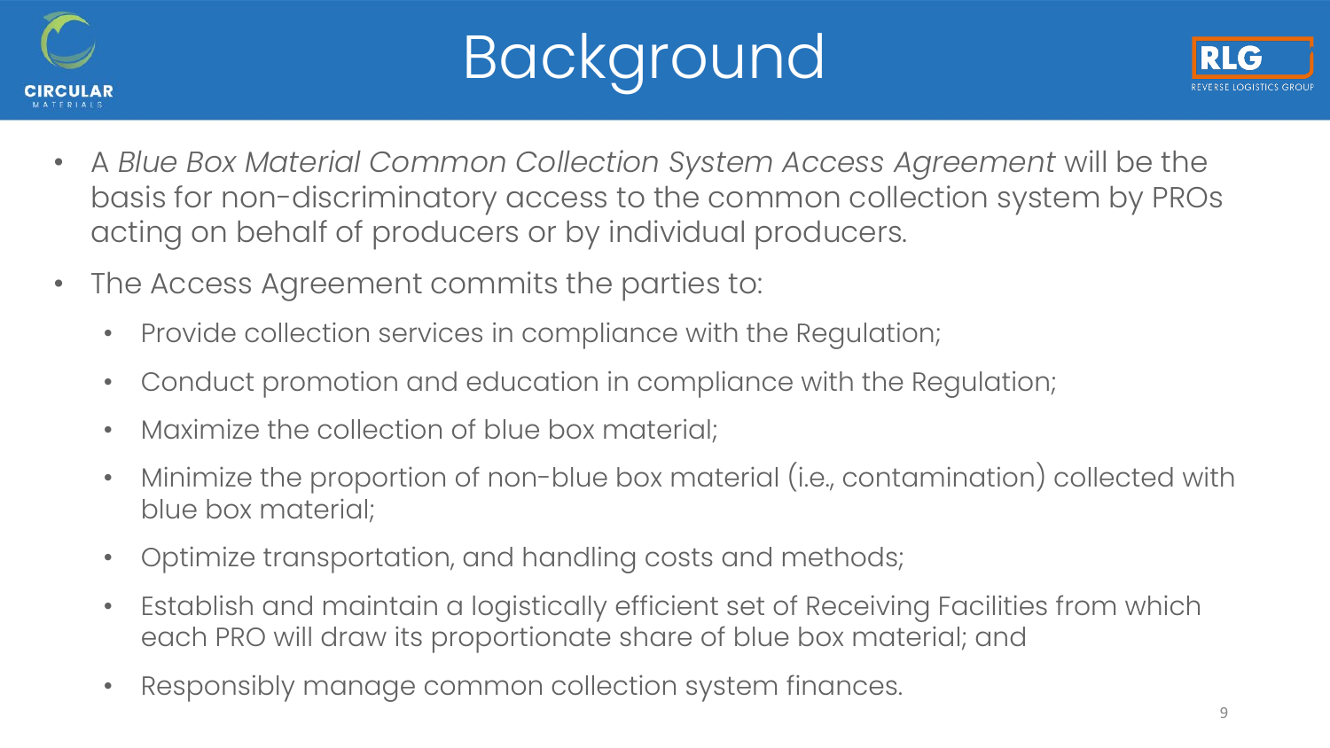# Background

- A *Blue Box Material Common Collection System Access Agreement* will be the basis for non-discriminatory access to the common collection system by PROs acting on behalf of producers or by individual producers.
- The Access Agreement commits the parties to:
  - Provide collection services in compliance with the Regulation;
  - Conduct promotion and education in compliance with the Regulation;
  - Maximize the collection of blue box material;
  - Minimize the proportion of non-blue box material (i.e., contamination) collected with blue box material;
  - Optimize transportation, and handling costs and methods;
  - Establish and maintain a logistically efficient set of Receiving Facilities from which each PRO will draw its proportionate share of blue box material; and
  - Responsibly manage common collection system finances.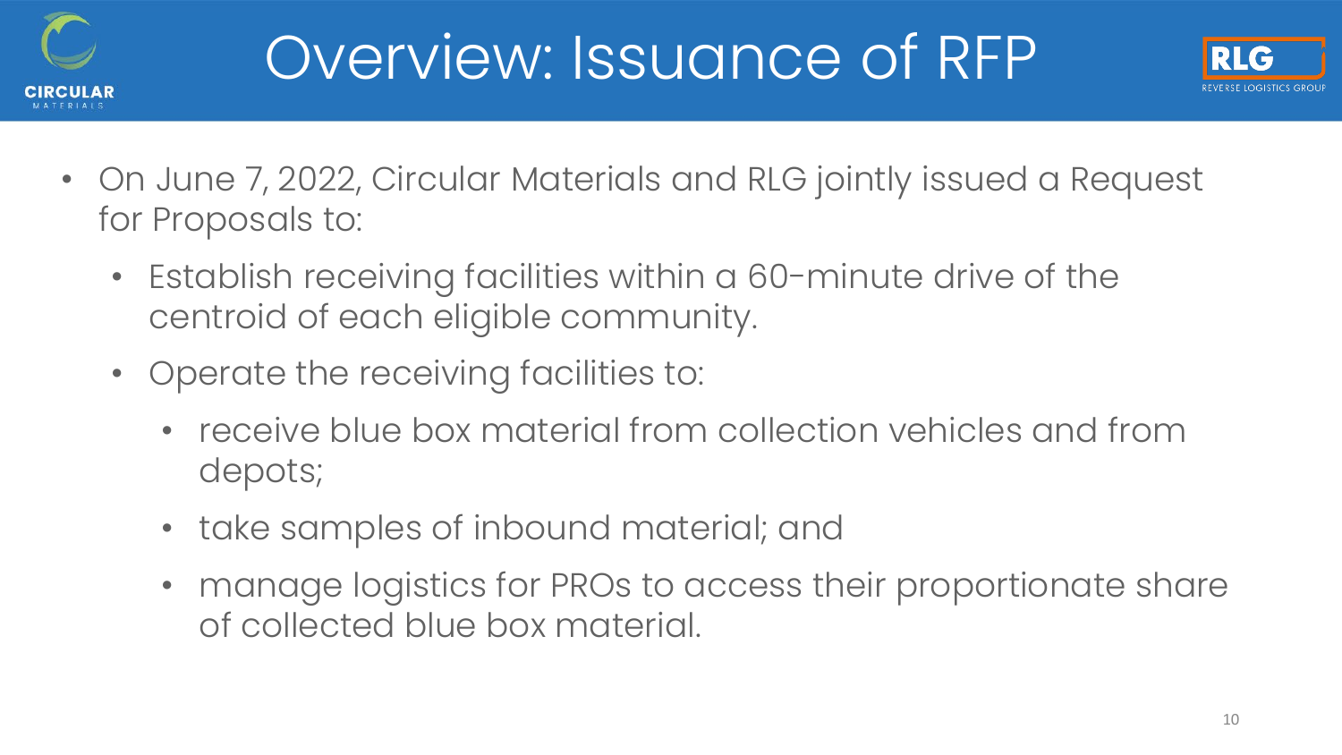# Overview: Issuance of RFP

- On June 7, 2022, Circular Materials and RLG jointly issued a Request for Proposals to:
  - Establish receiving facilities within a 60-minute drive of the centroid of each eligible community.
  - Operate the receiving facilities to:
    - receive blue box material from collection vehicles and from depots;
    - take samples of inbound material; and
    - manage logistics for PROs to access their proportionate share of collected blue box material.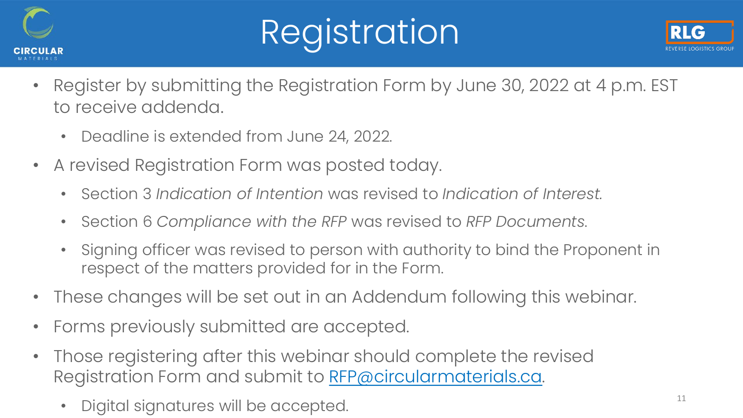# Registration

- Register by submitting the Registration Form by June 30, 2022 at 4 p.m. EST to receive addenda.
  - Deadline is extended from June 24, 2022.
- A revised Registration Form was posted today.
  - Section 3 *Indication of Intention* was revised to *Indication of Interest.*
  - Section 6 *Compliance with the RFP* was revised to *RFP Documents*.
  - Signing officer was revised to person with authority to bind the Proponent in respect of the matters provided for in the Form.
- These changes will be set out in an Addendum following this webinar.
- Forms previously submitted are accepted.
- Those registering after this webinar should complete the revised Registration Form and submit to RFP@circularmaterials.ca.
  - Digital signatures will be accepted.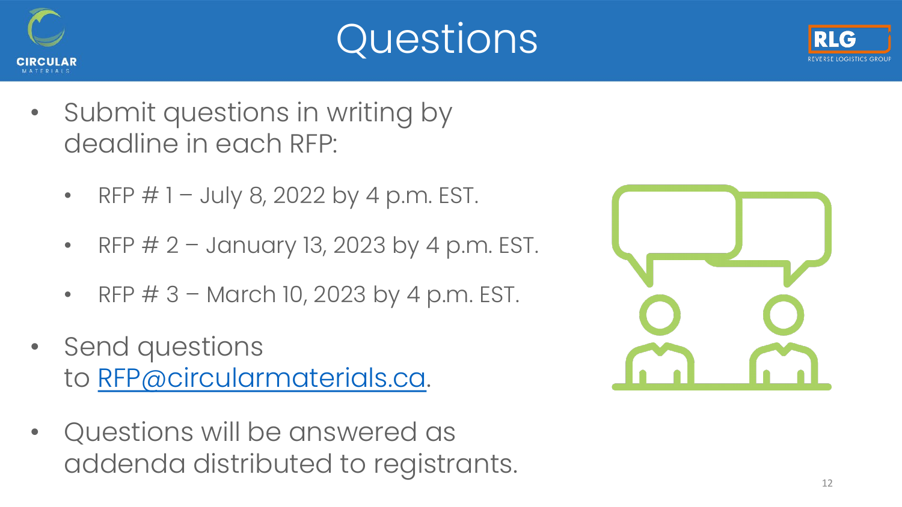# Questions

- Submit questions in writing by deadline in each RFP:
  - RFP # 1 – July 8, 2022 by 4 p.m. EST.
  - RFP # 2 – January 13, 2023 by 4 p.m. EST.
  - RFP # 3 – March 10, 2023 by 4 p.m. EST.
- Send questions to [RFP@circularmaterials.ca](mailto:RFP@circularmaterials.ca).
- Questions will be answered as addenda distributed to registrants.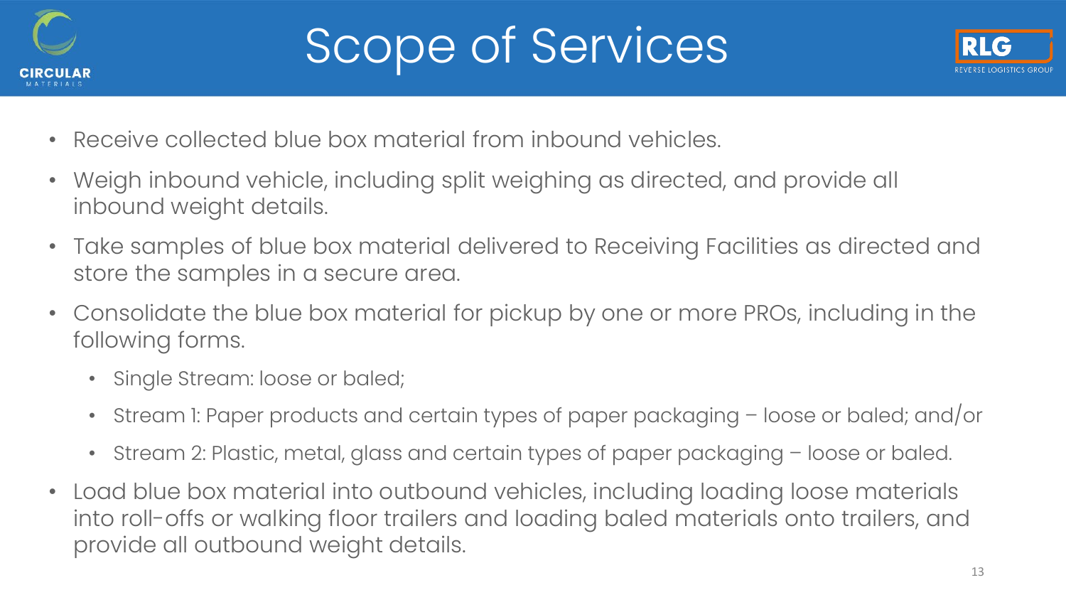# Scope of Services

- Receive collected blue box material from inbound vehicles.
- Weigh inbound vehicle, including split weighing as directed, and provide all inbound weight details.
- Take samples of blue box material delivered to Receiving Facilities as directed and store the samples in a secure area.
- Consolidate the blue box material for pickup by one or more PROs, including in the following forms.
  - Single Stream: loose or baled;
  - Stream 1: Paper products and certain types of paper packaging – loose or baled; and/or
  - Stream 2: Plastic, metal, glass and certain types of paper packaging – loose or baled.
- Load blue box material into outbound vehicles, including loading loose materials into roll-offs or walking floor trailers and loading baled materials onto trailers, and provide all outbound weight details.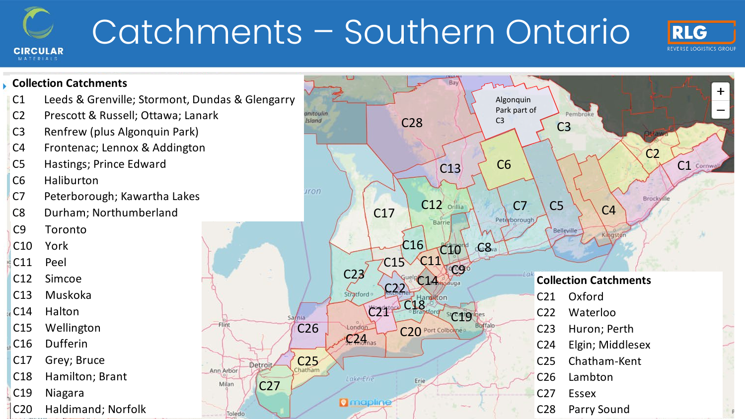# Catchments – Southern Ontario

CIRCULAR MATERIALS

RLG REVERSE LOGISTICS GROUP

**Collection Catchments**

| | |
|---|---|
| C1 | Leeds & Grenville; Stormont, Dundas & Glengarry |
| C2 | Prescott & Russell; Ottawa; Lanark |
| C3 | Renfrew (plus Algonquin Park) |
| C4 | Frontenac; Lennox & Addington |
| C5 | Hastings; Prince Edward |
| C6 | Haliburton |
| C7 | Peterborough; Kawartha Lakes |
| C8 | Durham; Northumberland |
| C9 | Toronto |
| C10 | York |
| C11 | Peel |
| C12 | Simcoe |
| C13 | Muskoka |
| C14 | Halton |
| C15 | Wellington |
| C16 | Dufferin |
| C17 | Grey; Bruce |
| C18 | Hamilton; Brant |
| C19 | Niagara |
| C20 | Haldimand; Norfolk |

**Collection Catchments**

| | |
|---|---|
| C21 | Oxford |
| C22 | Waterloo |
| C23 | Huron; Perth |
| C24 | Elgin; Middlesex |
| C25 | Chatham-Kent |
| C26 | Lambton |
| C27 | Essex |
| C28 | Parry Sound |

Algonquin Park part of C3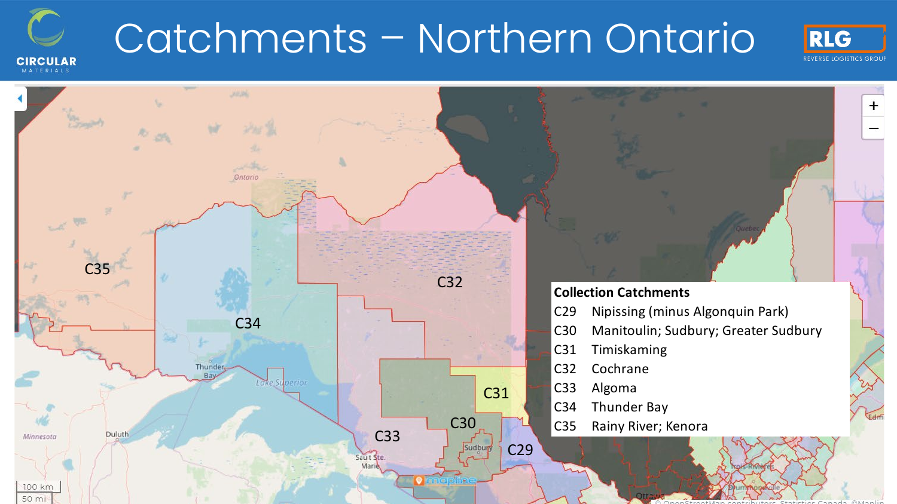# Catchments – Northern Ontario

**Collection Catchments**

| | |
|---|---|
| C29 | Nipissing (minus Algonquin Park) |
| C30 | Manitoulin; Sudbury; Greater Sudbury |
| C31 | Timiskaming |
| C32 | Cochrane |
| C33 | Algoma |
| C34 | Thunder Bay |
| C35 | Rainy River; Kenora |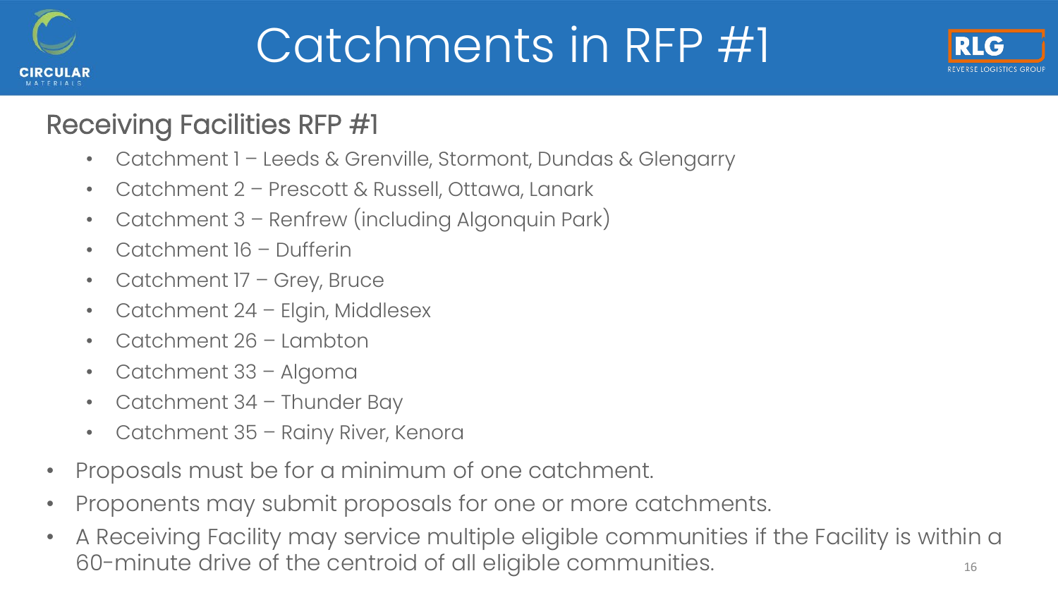# Catchments in RFP #1

## Receiving Facilities RFP #1

- Catchment 1 – Leeds & Grenville, Stormont, Dundas & Glengarry
- Catchment 2 – Prescott & Russell, Ottawa, Lanark
- Catchment 3 – Renfrew (including Algonquin Park)
- Catchment 16 – Dufferin
- Catchment 17 – Grey, Bruce
- Catchment 24 – Elgin, Middlesex
- Catchment 26 – Lambton
- Catchment 33 – Algoma
- Catchment 34 – Thunder Bay
- Catchment 35 – Rainy River, Kenora

- Proposals must be for a minimum of one catchment.
- Proponents may submit proposals for one or more catchments.
- A Receiving Facility may service multiple eligible communities if the Facility is within a 60-minute drive of the centroid of all eligible communities.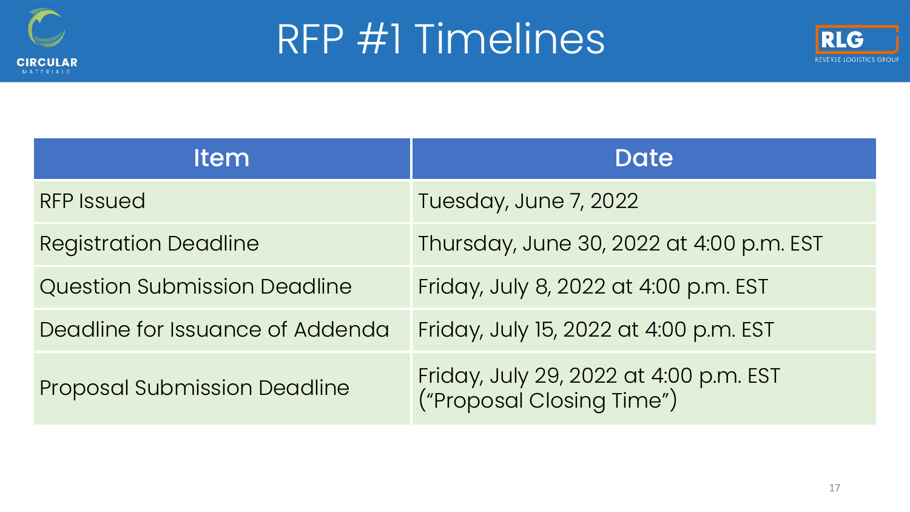# RFP #1 Timelines

| Item | Date |
| --- | --- |
| RFP Issued | Tuesday, June 7, 2022 |
| Registration Deadline | Thursday, June 30, 2022 at 4:00 p.m. EST |
| Question Submission Deadline | Friday, July 8, 2022 at 4:00 p.m. EST |
| Deadline for Issuance of Addenda | Friday, July 15, 2022 at 4:00 p.m. EST |
| Proposal Submission Deadline | Friday, July 29, 2022 at 4:00 p.m. EST ("Proposal Closing Time") |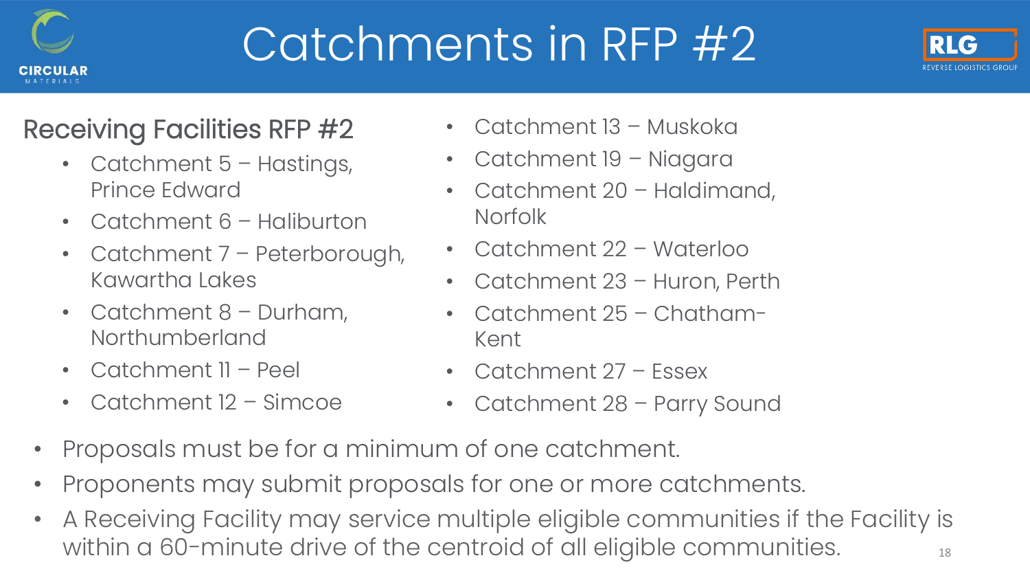# Catchments in RFP #2

## Receiving Facilities RFP #2

- Catchment 5 – Hastings, Prince Edward
- Catchment 6 – Haliburton
- Catchment 7 – Peterborough, Kawartha Lakes
- Catchment 8 – Durham, Northumberland
- Catchment 11 – Peel
- Catchment 12 – Simcoe
- Catchment 13 – Muskoka
- Catchment 19 – Niagara
- Catchment 20 – Haldimand, Norfolk
- Catchment 22 – Waterloo
- Catchment 23 – Huron, Perth
- Catchment 25 – Chatham-Kent
- Catchment 27 – Essex
- Catchment 28 – Parry Sound

- Proposals must be for a minimum of one catchment.
- Proponents may submit proposals for one or more catchments.
- A Receiving Facility may service multiple eligible communities if the Facility is within a 60-minute drive of the centroid of all eligible communities.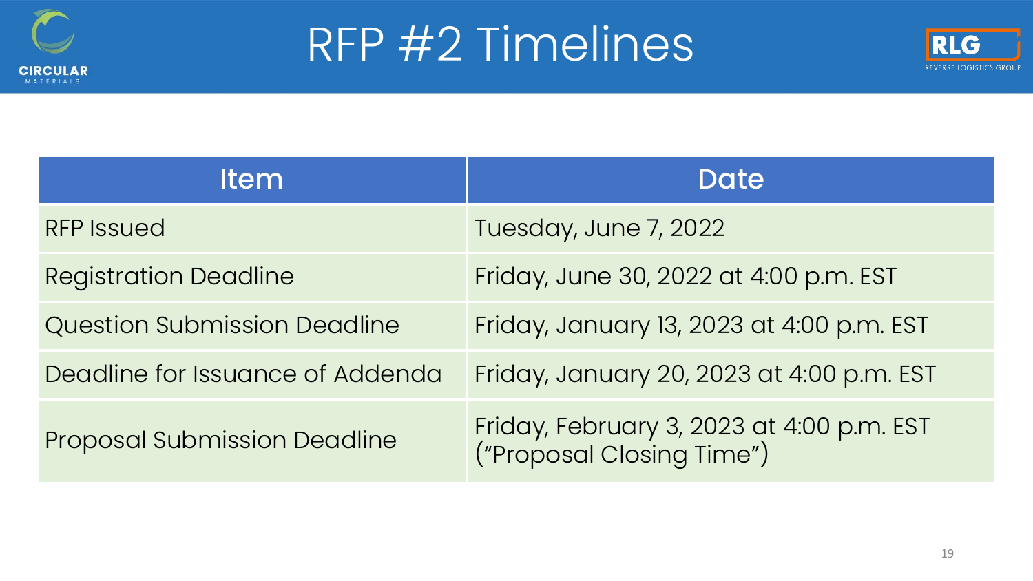# RFP #2 Timelines

| Item | Date |
| --- | --- |
| RFP Issued | Tuesday, June 7, 2022 |
| Registration Deadline | Friday, June 30, 2022 at 4:00 p.m. EST |
| Question Submission Deadline | Friday, January 13, 2023 at 4:00 p.m. EST |
| Deadline for Issuance of Addenda | Friday, January 20, 2023 at 4:00 p.m. EST |
| Proposal Submission Deadline | Friday, February 3, 2023 at 4:00 p.m. EST ("Proposal Closing Time") |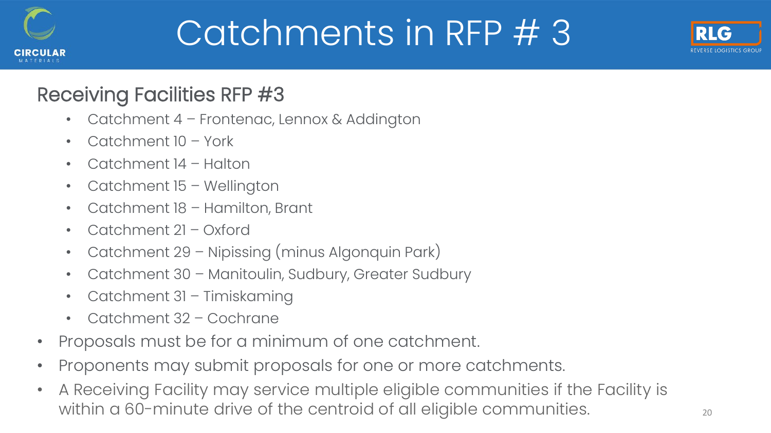# Catchments in RFP # 3

## Receiving Facilities RFP #3

- Catchment 4 – Frontenac, Lennox & Addington
- Catchment 10 – York
- Catchment 14 – Halton
- Catchment 15 – Wellington
- Catchment 18 – Hamilton, Brant
- Catchment 21 – Oxford
- Catchment 29 – Nipissing (minus Algonquin Park)
- Catchment 30 – Manitoulin, Sudbury, Greater Sudbury
- Catchment 31 – Timiskaming
- Catchment 32 – Cochrane

- Proposals must be for a minimum of one catchment.
- Proponents may submit proposals for one or more catchments.
- A Receiving Facility may service multiple eligible communities if the Facility is within a 60-minute drive of the centroid of all eligible communities.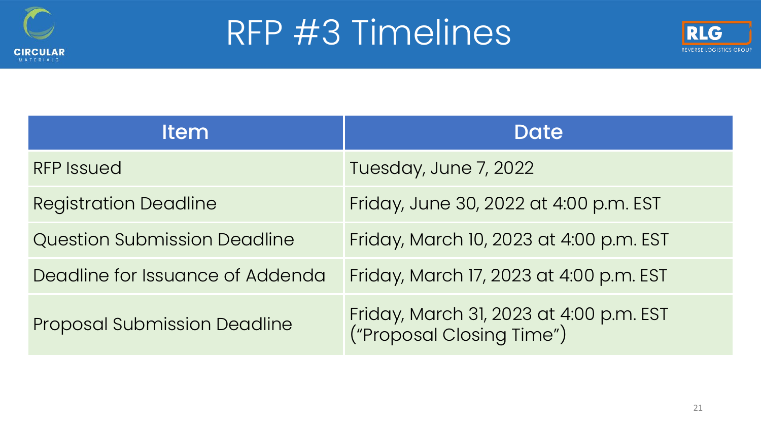# RFP #3 Timelines

| Item | Date |
| --- | --- |
| RFP Issued | Tuesday, June 7, 2022 |
| Registration Deadline | Friday, June 30, 2022 at 4:00 p.m. EST |
| Question Submission Deadline | Friday, March 10, 2023 at 4:00 p.m. EST |
| Deadline for Issuance of Addenda | Friday, March 17, 2023 at 4:00 p.m. EST |
| Proposal Submission Deadline | Friday, March 31, 2023 at 4:00 p.m. EST ("Proposal Closing Time") |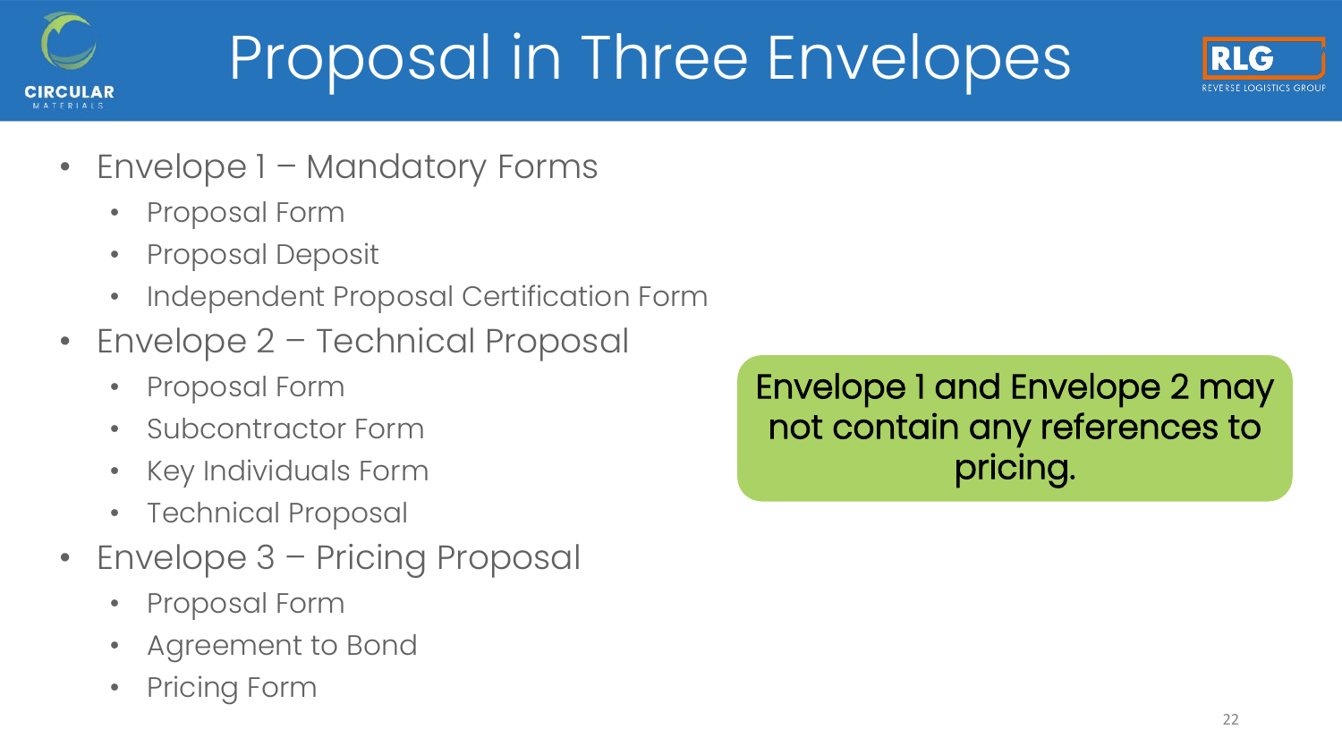# Proposal in Three Envelopes

- Envelope 1 – Mandatory Forms
  - Proposal Form
  - Proposal Deposit
  - Independent Proposal Certification Form
- Envelope 2 – Technical Proposal
  - Proposal Form
  - Subcontractor Form
  - Key Individuals Form
  - Technical Proposal
- Envelope 3 – Pricing Proposal
  - Proposal Form
  - Agreement to Bond
  - Pricing Form

Envelope 1 and Envelope 2 may not contain any references to pricing.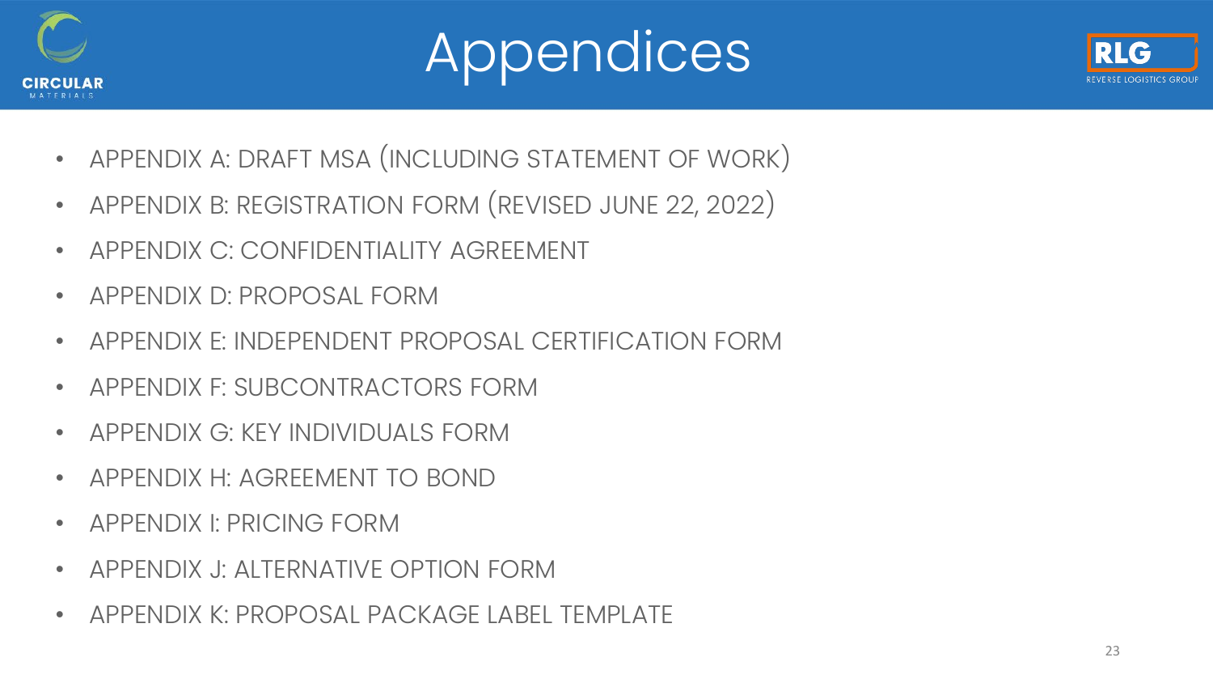# Appendices

- APPENDIX A: DRAFT MSA (INCLUDING STATEMENT OF WORK)
- APPENDIX B: REGISTRATION FORM (REVISED JUNE 22, 2022)
- APPENDIX C: CONFIDENTIALITY AGREEMENT
- APPENDIX D: PROPOSAL FORM
- APPENDIX E: INDEPENDENT PROPOSAL CERTIFICATION FORM
- APPENDIX F: SUBCONTRACTORS FORM
- APPENDIX G: KEY INDIVIDUALS FORM
- APPENDIX H: AGREEMENT TO BOND
- APPENDIX I: PRICING FORM
- APPENDIX J: ALTERNATIVE OPTION FORM
- APPENDIX K: PROPOSAL PACKAGE LABEL TEMPLATE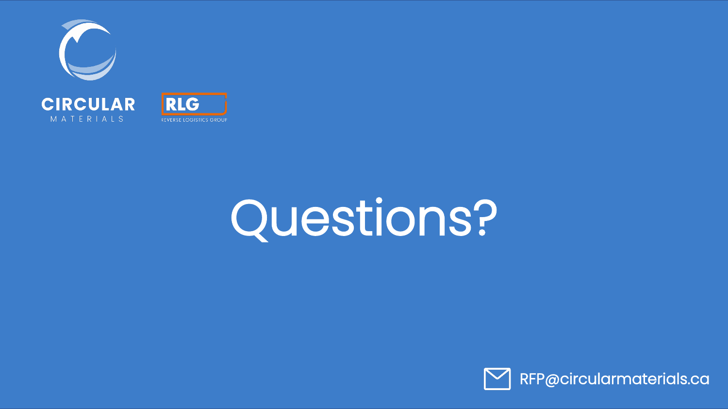CIRCULAR MATERIALS

RLG REVERSE LOGISTICS GROUP

# Questions?

RFP@circularmaterials.ca